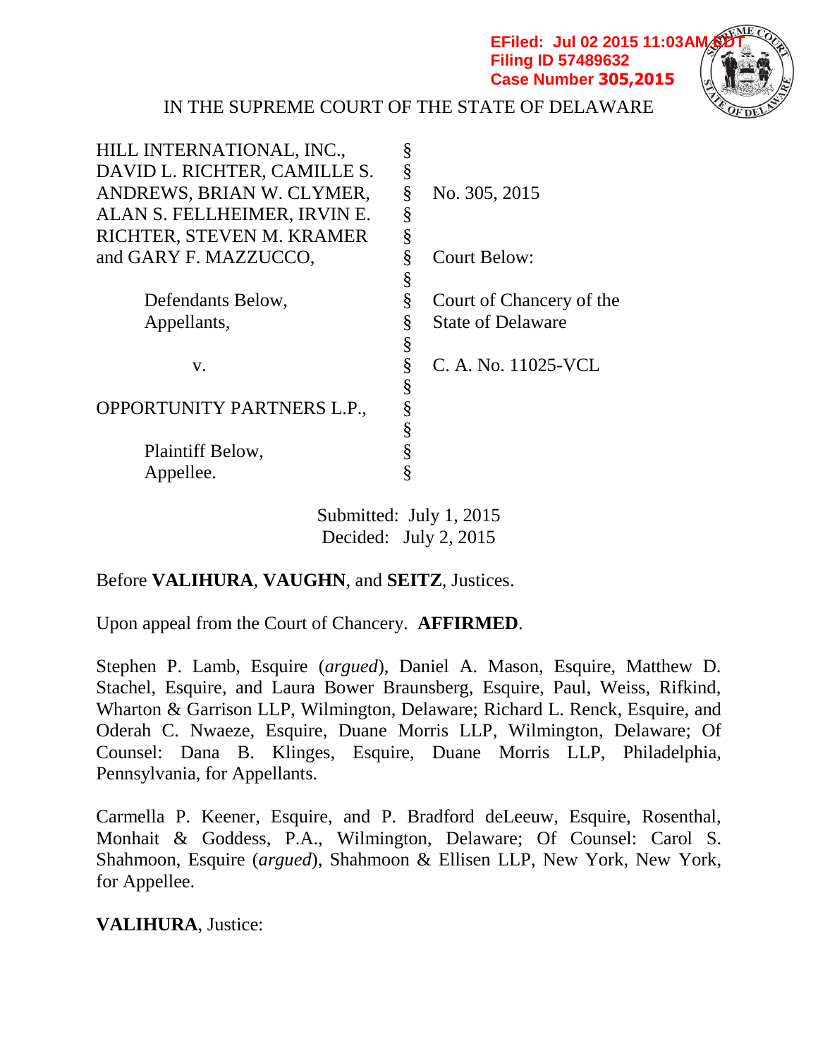EFiled: Jul 02 2015 11:03AM EDT
Filing ID 57489632
Case Number 305,2015

IN THE SUPREME COURT OF THE STATE OF DELAWARE

| | | |
|---|---|---|
| HILL INTERNATIONAL, INC., DAVID L. RICHTER, CAMILLE S. ANDREWS, BRIAN W. CLYMER, ALAN S. FELLHEIMER, IRVIN E. RICHTER, STEVEN M. KRAMER and GARY F. MAZZUCCO, | § | No. 305, 2015 |
| | § | |
| Defendants Below, Appellants, | § | Court Below: Court of Chancery of the State of Delaware |
| | § | |
| v. | § | C. A. No. 11025-VCL |
| | § | |
| OPPORTUNITY PARTNERS L.P., | § | |
| | § | |
| Plaintiff Below, Appellee. | § | |

Submitted: July 1, 2015
Decided: July 2, 2015

Before **VALIHURA**, **VAUGHN**, and **SEITZ**, Justices.

Upon appeal from the Court of Chancery. **AFFIRMED**.

Stephen P. Lamb, Esquire (*argued*), Daniel A. Mason, Esquire, Matthew D. Stachel, Esquire, and Laura Bower Braunsberg, Esquire, Paul, Weiss, Rifkind, Wharton & Garrison LLP, Wilmington, Delaware; Richard L. Renck, Esquire, and Oderah C. Nwaeze, Esquire, Duane Morris LLP, Wilmington, Delaware; Of Counsel: Dana B. Klinges, Esquire, Duane Morris LLP, Philadelphia, Pennsylvania, for Appellants.

Carmella P. Keener, Esquire, and P. Bradford deLeeuw, Esquire, Rosenthal, Monhait & Goddess, P.A., Wilmington, Delaware; Of Counsel: Carol S. Shahmoon, Esquire (*argued*), Shahmoon & Ellisen LLP, New York, New York, for Appellee.

**VALIHURA**, Justice: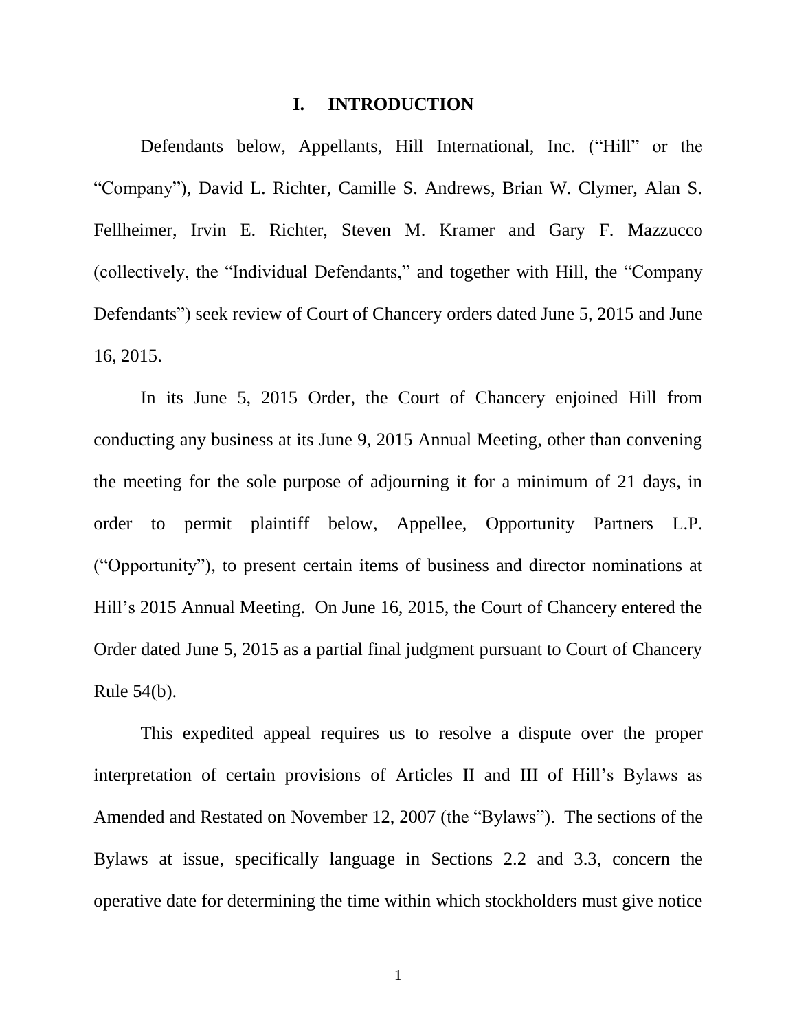# I. INTRODUCTION

Defendants below, Appellants, Hill International, Inc. ("Hill" or the "Company"), David L. Richter, Camille S. Andrews, Brian W. Clymer, Alan S. Fellheimer, Irvin E. Richter, Steven M. Kramer and Gary F. Mazzucco (collectively, the "Individual Defendants," and together with Hill, the "Company Defendants") seek review of Court of Chancery orders dated June 5, 2015 and June 16, 2015.

In its June 5, 2015 Order, the Court of Chancery enjoined Hill from conducting any business at its June 9, 2015 Annual Meeting, other than convening the meeting for the sole purpose of adjourning it for a minimum of 21 days, in order to permit plaintiff below, Appellee, Opportunity Partners L.P. ("Opportunity"), to present certain items of business and director nominations at Hill's 2015 Annual Meeting. On June 16, 2015, the Court of Chancery entered the Order dated June 5, 2015 as a partial final judgment pursuant to Court of Chancery Rule 54(b).

This expedited appeal requires us to resolve a dispute over the proper interpretation of certain provisions of Articles II and III of Hill's Bylaws as Amended and Restated on November 12, 2007 (the "Bylaws"). The sections of the Bylaws at issue, specifically language in Sections 2.2 and 3.3, concern the operative date for determining the time within which stockholders must give notice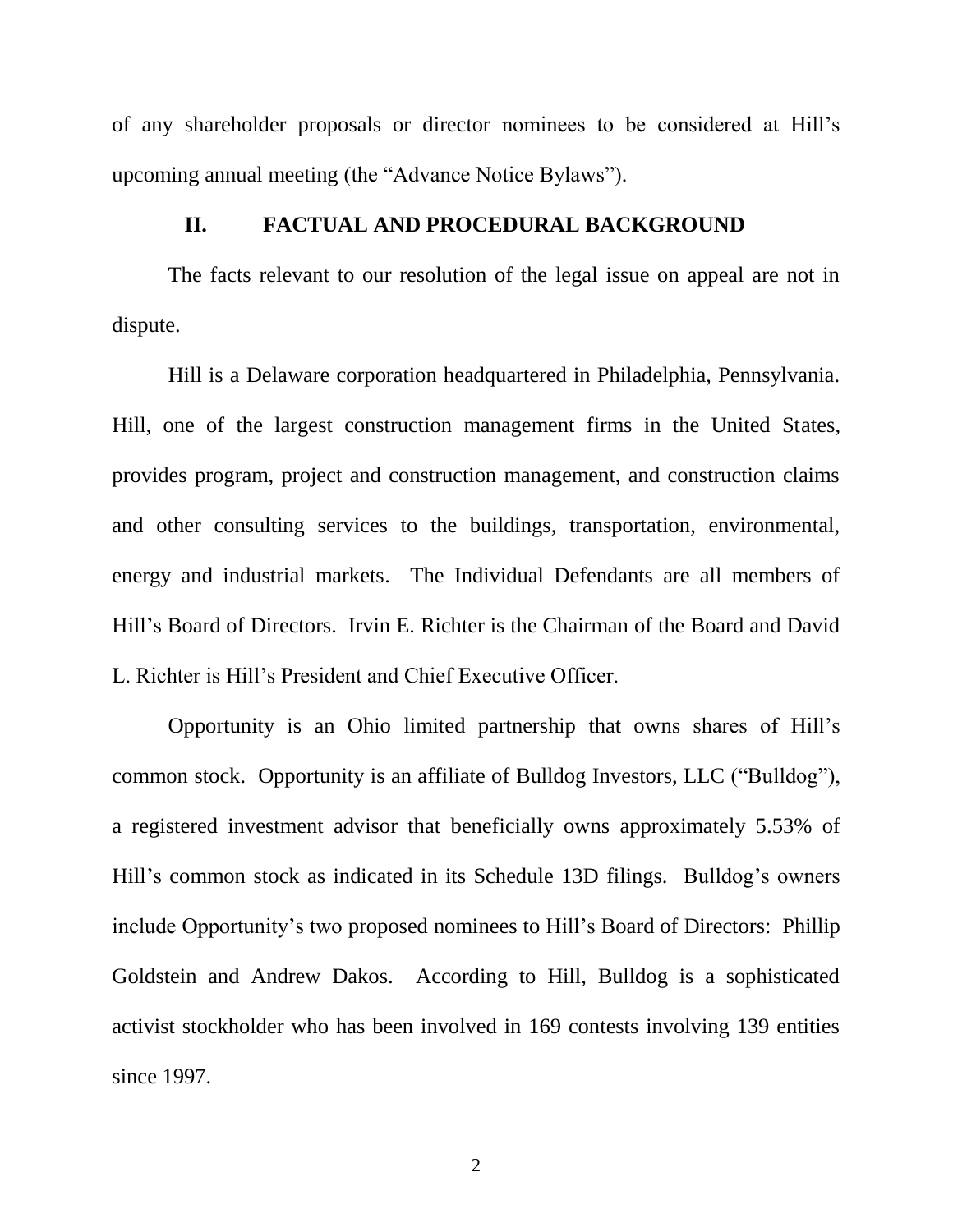of any shareholder proposals or director nominees to be considered at Hill's upcoming annual meeting (the "Advance Notice Bylaws").

## II. FACTUAL AND PROCEDURAL BACKGROUND

The facts relevant to our resolution of the legal issue on appeal are not in dispute.

Hill is a Delaware corporation headquartered in Philadelphia, Pennsylvania. Hill, one of the largest construction management firms in the United States, provides program, project and construction management, and construction claims and other consulting services to the buildings, transportation, environmental, energy and industrial markets. The Individual Defendants are all members of Hill's Board of Directors. Irvin E. Richter is the Chairman of the Board and David L. Richter is Hill's President and Chief Executive Officer.

Opportunity is an Ohio limited partnership that owns shares of Hill's common stock. Opportunity is an affiliate of Bulldog Investors, LLC ("Bulldog"), a registered investment advisor that beneficially owns approximately 5.53% of Hill's common stock as indicated in its Schedule 13D filings. Bulldog's owners include Opportunity's two proposed nominees to Hill's Board of Directors: Phillip Goldstein and Andrew Dakos. According to Hill, Bulldog is a sophisticated activist stockholder who has been involved in 169 contests involving 139 entities since 1997.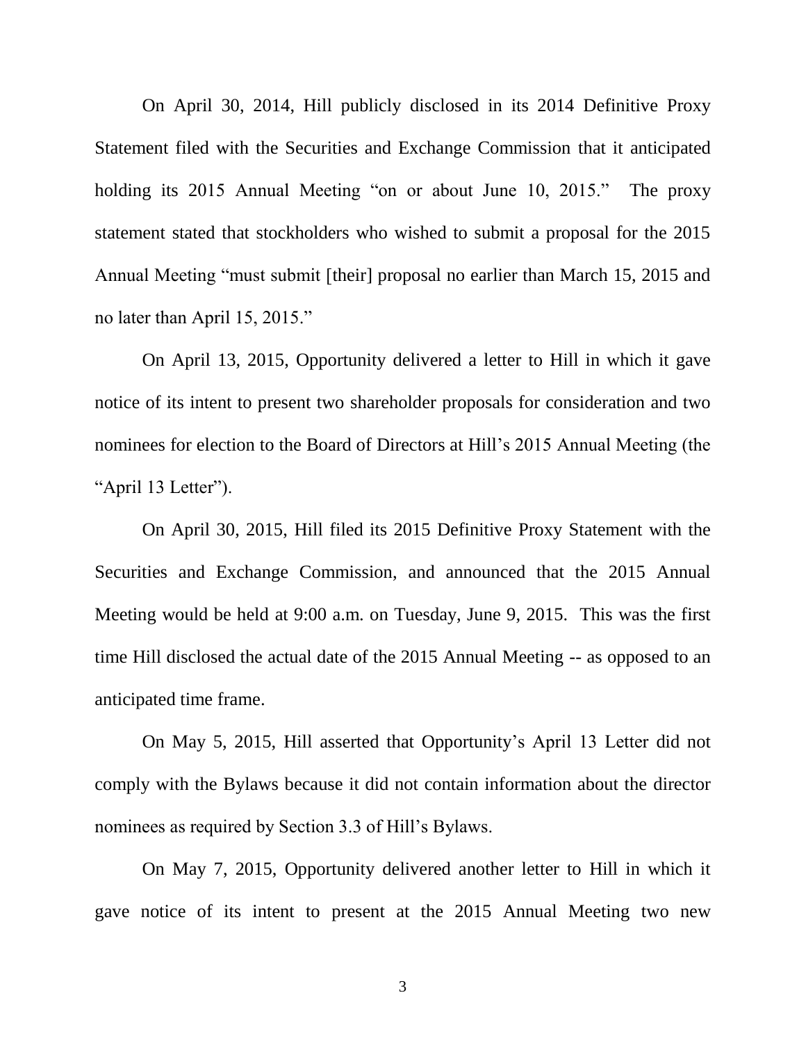On April 30, 2014, Hill publicly disclosed in its 2014 Definitive Proxy Statement filed with the Securities and Exchange Commission that it anticipated holding its 2015 Annual Meeting "on or about June 10, 2015." The proxy statement stated that stockholders who wished to submit a proposal for the 2015 Annual Meeting "must submit [their] proposal no earlier than March 15, 2015 and no later than April 15, 2015."

On April 13, 2015, Opportunity delivered a letter to Hill in which it gave notice of its intent to present two shareholder proposals for consideration and two nominees for election to the Board of Directors at Hill's 2015 Annual Meeting (the "April 13 Letter").

On April 30, 2015, Hill filed its 2015 Definitive Proxy Statement with the Securities and Exchange Commission, and announced that the 2015 Annual Meeting would be held at 9:00 a.m. on Tuesday, June 9, 2015. This was the first time Hill disclosed the actual date of the 2015 Annual Meeting -- as opposed to an anticipated time frame.

On May 5, 2015, Hill asserted that Opportunity's April 13 Letter did not comply with the Bylaws because it did not contain information about the director nominees as required by Section 3.3 of Hill's Bylaws.

On May 7, 2015, Opportunity delivered another letter to Hill in which it gave notice of its intent to present at the 2015 Annual Meeting two new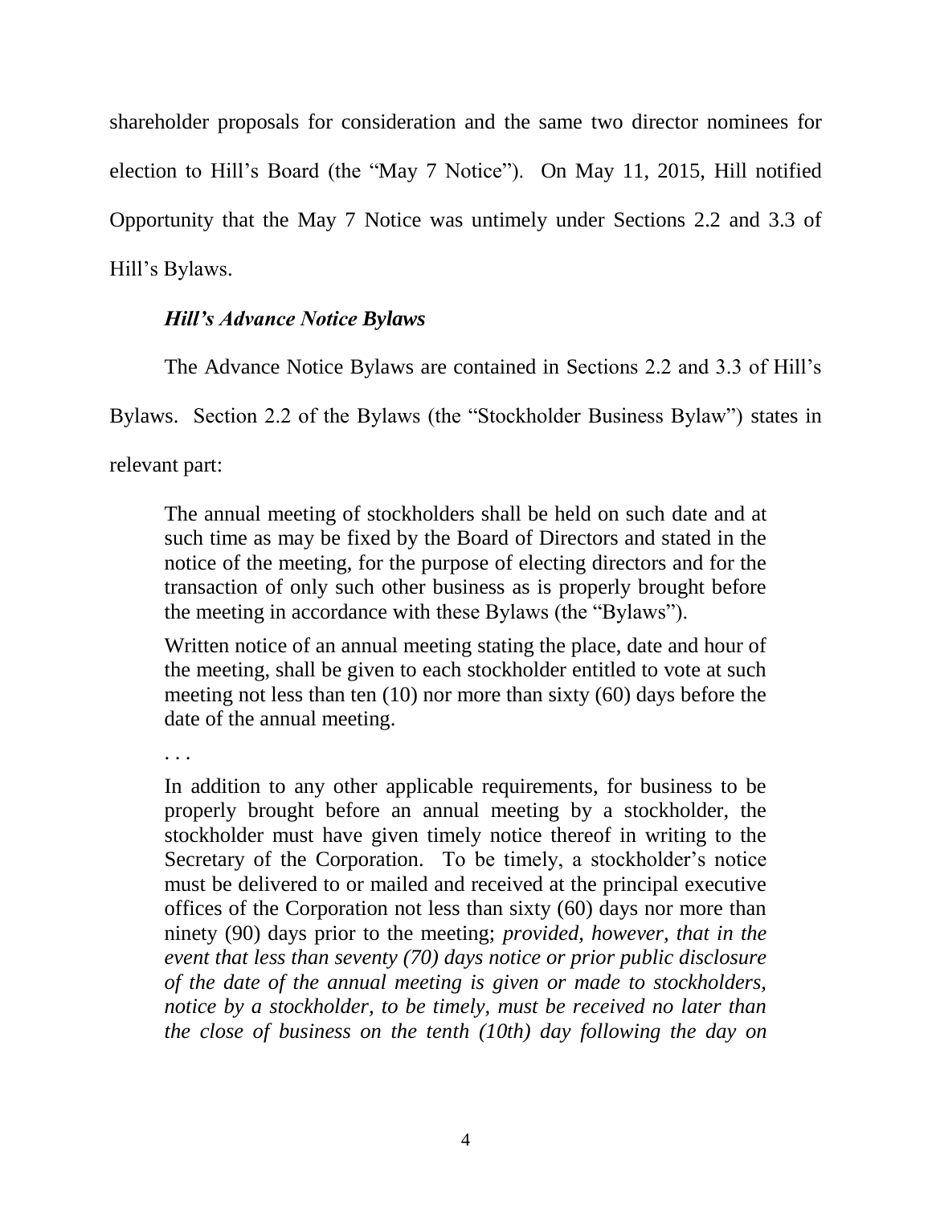shareholder proposals for consideration and the same two director nominees for election to Hill's Board (the "May 7 Notice"). On May 11, 2015, Hill notified Opportunity that the May 7 Notice was untimely under Sections 2.2 and 3.3 of Hill's Bylaws.

***Hill's Advance Notice Bylaws***

The Advance Notice Bylaws are contained in Sections 2.2 and 3.3 of Hill's Bylaws. Section 2.2 of the Bylaws (the "Stockholder Business Bylaw") states in relevant part:

> The annual meeting of stockholders shall be held on such date and at such time as may be fixed by the Board of Directors and stated in the notice of the meeting, for the purpose of electing directors and for the transaction of only such other business as is properly brought before the meeting in accordance with these Bylaws (the "Bylaws").
>
> Written notice of an annual meeting stating the place, date and hour of the meeting, shall be given to each stockholder entitled to vote at such meeting not less than ten (10) nor more than sixty (60) days before the date of the annual meeting.
>
> . . .
>
> In addition to any other applicable requirements, for business to be properly brought before an annual meeting by a stockholder, the stockholder must have given timely notice thereof in writing to the Secretary of the Corporation. To be timely, a stockholder's notice must be delivered to or mailed and received at the principal executive offices of the Corporation not less than sixty (60) days nor more than ninety (90) days prior to the meeting; *provided, however, that in the event that less than seventy (70) days notice or prior public disclosure of the date of the annual meeting is given or made to stockholders, notice by a stockholder, to be timely, must be received no later than the close of business on the tenth (10th) day following the day on*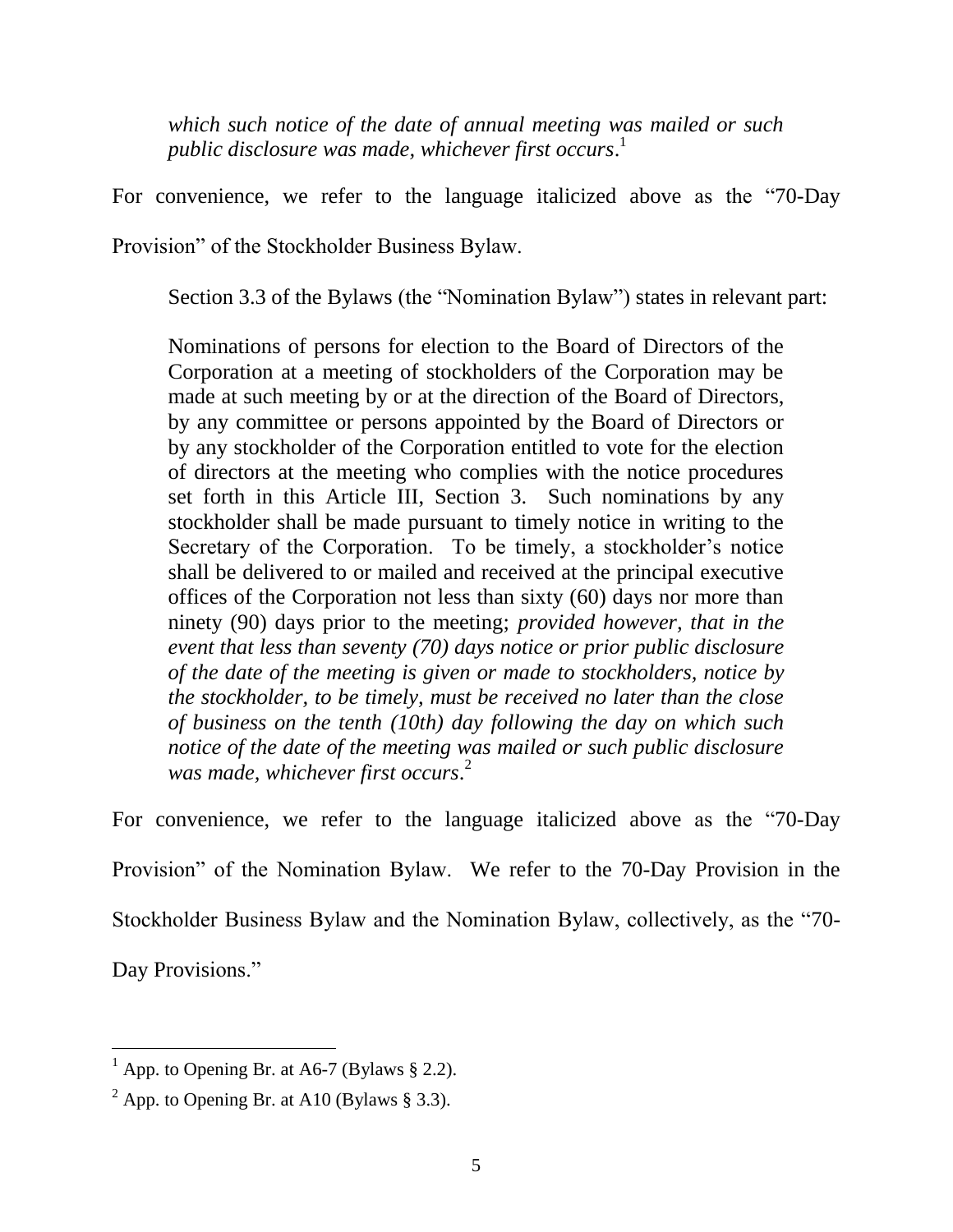> *which such notice of the date of annual meeting was mailed or such public disclosure was made, whichever first occurs*.[1]

For convenience, we refer to the language italicized above as the "70-Day Provision" of the Stockholder Business Bylaw.

Section 3.3 of the Bylaws (the "Nomination Bylaw") states in relevant part:

> Nominations of persons for election to the Board of Directors of the Corporation at a meeting of stockholders of the Corporation may be made at such meeting by or at the direction of the Board of Directors, by any committee or persons appointed by the Board of Directors or by any stockholder of the Corporation entitled to vote for the election of directors at the meeting who complies with the notice procedures set forth in this Article III, Section 3. Such nominations by any stockholder shall be made pursuant to timely notice in writing to the Secretary of the Corporation. To be timely, a stockholder's notice shall be delivered to or mailed and received at the principal executive offices of the Corporation not less than sixty (60) days nor more than ninety (90) days prior to the meeting; *provided however, that in the event that less than seventy (70) days notice or prior public disclosure of the date of the meeting is given or made to stockholders, notice by the stockholder, to be timely, must be received no later than the close of business on the tenth (10th) day following the day on which such notice of the date of the meeting was mailed or such public disclosure was made, whichever first occurs*.[2]

For convenience, we refer to the language italicized above as the "70-Day Provision" of the Nomination Bylaw. We refer to the 70-Day Provision in the Stockholder Business Bylaw and the Nomination Bylaw, collectively, as the "70-Day Provisions."

---

[1] App. to Opening Br. at A6-7 (Bylaws § 2.2).

[2] App. to Opening Br. at A10 (Bylaws § 3.3).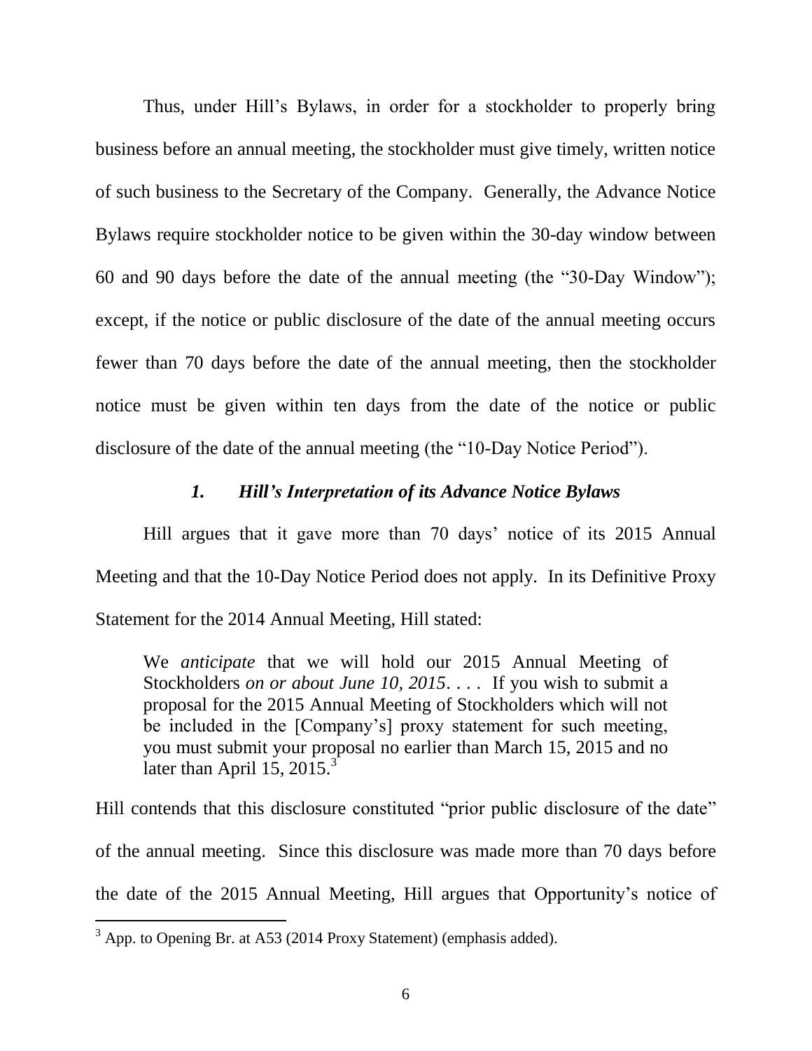Thus, under Hill's Bylaws, in order for a stockholder to properly bring business before an annual meeting, the stockholder must give timely, written notice of such business to the Secretary of the Company. Generally, the Advance Notice Bylaws require stockholder notice to be given within the 30-day window between 60 and 90 days before the date of the annual meeting (the "30-Day Window"); except, if the notice or public disclosure of the date of the annual meeting occurs fewer than 70 days before the date of the annual meeting, then the stockholder notice must be given within ten days from the date of the notice or public disclosure of the date of the annual meeting (the "10-Day Notice Period").

### *1. Hill's Interpretation of its Advance Notice Bylaws*

Hill argues that it gave more than 70 days' notice of its 2015 Annual Meeting and that the 10-Day Notice Period does not apply. In its Definitive Proxy Statement for the 2014 Annual Meeting, Hill stated:

> We *anticipate* that we will hold our 2015 Annual Meeting of Stockholders *on or about June 10, 2015*. . . . If you wish to submit a proposal for the 2015 Annual Meeting of Stockholders which will not be included in the [Company's] proxy statement for such meeting, you must submit your proposal no earlier than March 15, 2015 and no later than April 15, 2015.[3]

Hill contends that this disclosure constituted "prior public disclosure of the date" of the annual meeting. Since this disclosure was made more than 70 days before the date of the 2015 Annual Meeting, Hill argues that Opportunity's notice of

[3] App. to Opening Br. at A53 (2014 Proxy Statement) (emphasis added).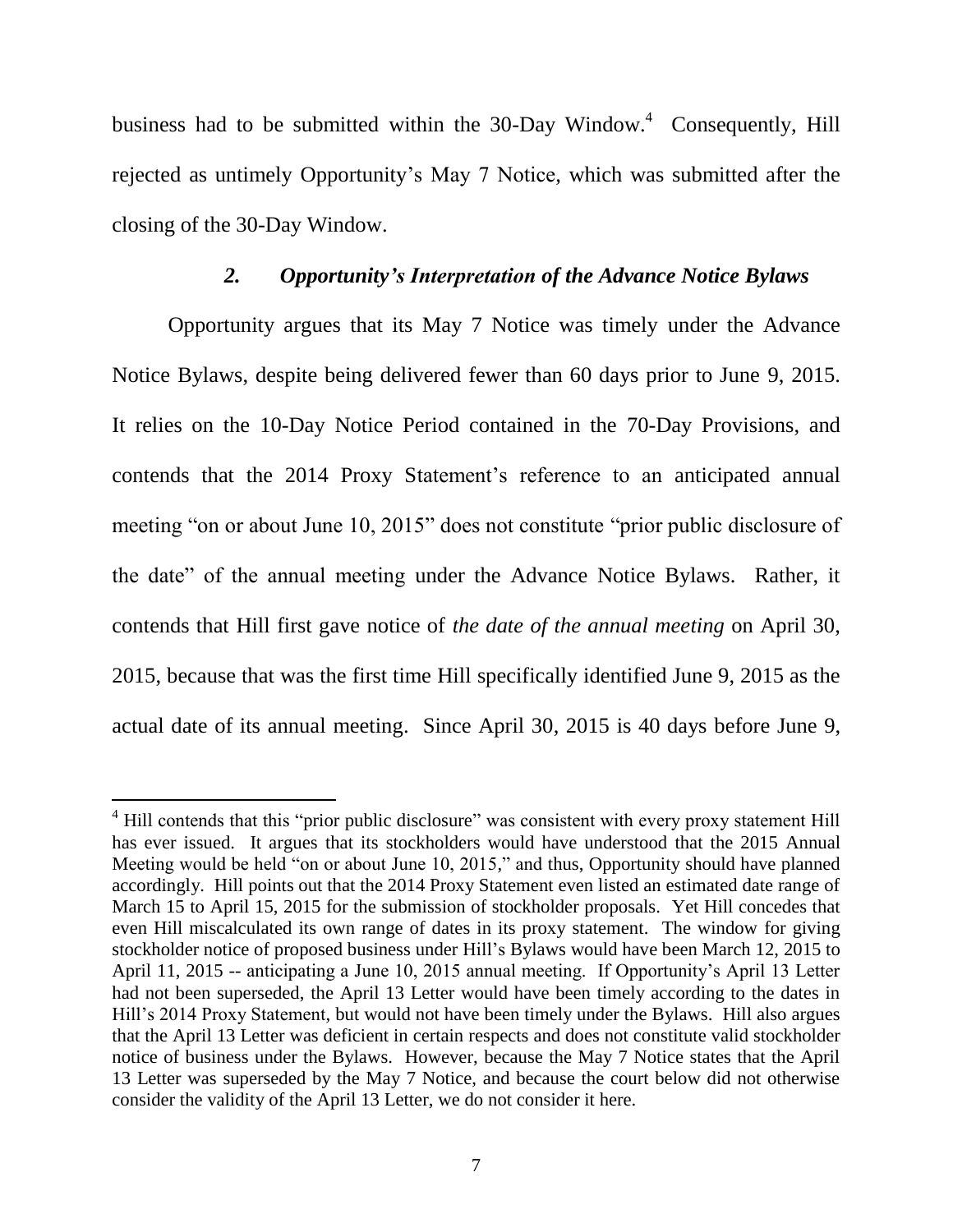business had to be submitted within the 30-Day Window.[4] Consequently, Hill rejected as untimely Opportunity's May 7 Notice, which was submitted after the closing of the 30-Day Window.

### *2. Opportunity's Interpretation of the Advance Notice Bylaws*

Opportunity argues that its May 7 Notice was timely under the Advance Notice Bylaws, despite being delivered fewer than 60 days prior to June 9, 2015. It relies on the 10-Day Notice Period contained in the 70-Day Provisions, and contends that the 2014 Proxy Statement's reference to an anticipated annual meeting "on or about June 10, 2015" does not constitute "prior public disclosure of the date" of the annual meeting under the Advance Notice Bylaws. Rather, it contends that Hill first gave notice of *the date of the annual meeting* on April 30, 2015, because that was the first time Hill specifically identified June 9, 2015 as the actual date of its annual meeting. Since April 30, 2015 is 40 days before June 9,

---

[4] Hill contends that this "prior public disclosure" was consistent with every proxy statement Hill has ever issued. It argues that its stockholders would have understood that the 2015 Annual Meeting would be held "on or about June 10, 2015," and thus, Opportunity should have planned accordingly. Hill points out that the 2014 Proxy Statement even listed an estimated date range of March 15 to April 15, 2015 for the submission of stockholder proposals. Yet Hill concedes that even Hill miscalculated its own range of dates in its proxy statement. The window for giving stockholder notice of proposed business under Hill's Bylaws would have been March 12, 2015 to April 11, 2015 -- anticipating a June 10, 2015 annual meeting. If Opportunity's April 13 Letter had not been superseded, the April 13 Letter would have been timely according to the dates in Hill's 2014 Proxy Statement, but would not have been timely under the Bylaws. Hill also argues that the April 13 Letter was deficient in certain respects and does not constitute valid stockholder notice of business under the Bylaws. However, because the May 7 Notice states that the April 13 Letter was superseded by the May 7 Notice, and because the court below did not otherwise consider the validity of the April 13 Letter, we do not consider it here.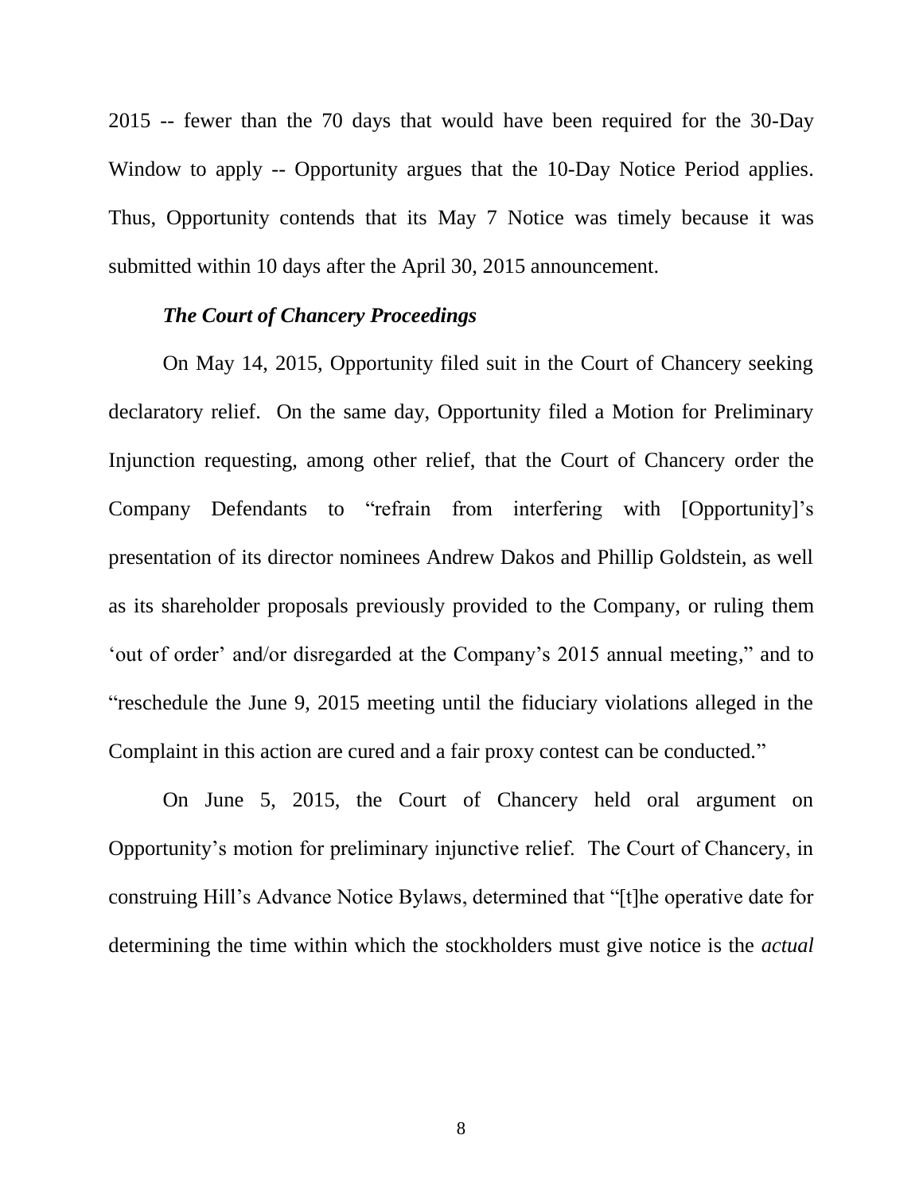2015 -- fewer than the 70 days that would have been required for the 30-Day Window to apply -- Opportunity argues that the 10-Day Notice Period applies. Thus, Opportunity contends that its May 7 Notice was timely because it was submitted within 10 days after the April 30, 2015 announcement.

***The Court of Chancery Proceedings***

On May 14, 2015, Opportunity filed suit in the Court of Chancery seeking declaratory relief. On the same day, Opportunity filed a Motion for Preliminary Injunction requesting, among other relief, that the Court of Chancery order the Company Defendants to "refrain from interfering with [Opportunity]'s presentation of its director nominees Andrew Dakos and Phillip Goldstein, as well as its shareholder proposals previously provided to the Company, or ruling them 'out of order' and/or disregarded at the Company's 2015 annual meeting," and to "reschedule the June 9, 2015 meeting until the fiduciary violations alleged in the Complaint in this action are cured and a fair proxy contest can be conducted."

On June 5, 2015, the Court of Chancery held oral argument on Opportunity's motion for preliminary injunctive relief. The Court of Chancery, in construing Hill's Advance Notice Bylaws, determined that "[t]he operative date for determining the time within which the stockholders must give notice is the *actual*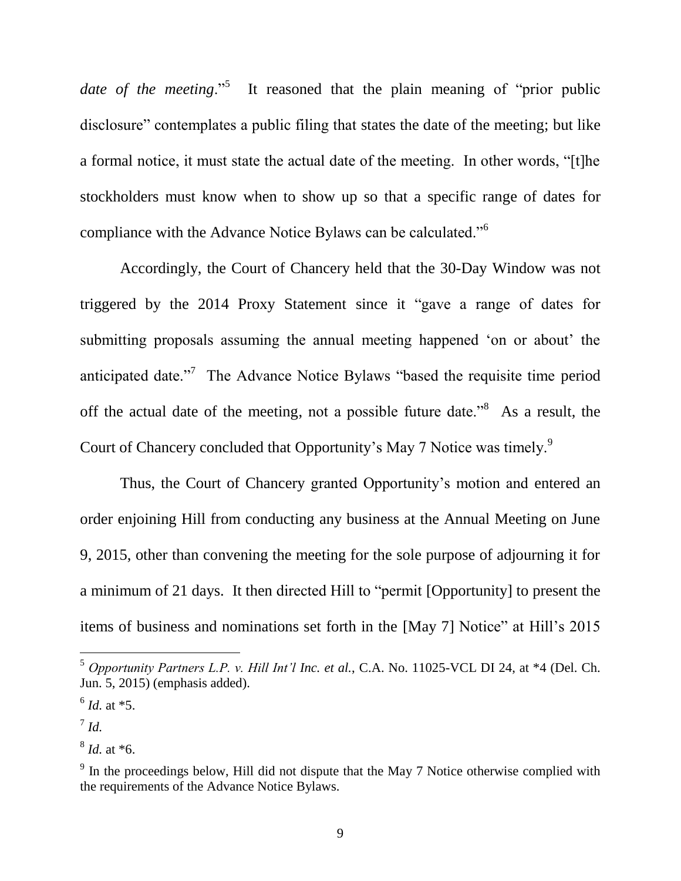*date of the meeting*."[5] It reasoned that the plain meaning of "prior public disclosure" contemplates a public filing that states the date of the meeting; but like a formal notice, it must state the actual date of the meeting. In other words, "[t]he stockholders must know when to show up so that a specific range of dates for compliance with the Advance Notice Bylaws can be calculated."[6]

Accordingly, the Court of Chancery held that the 30-Day Window was not triggered by the 2014 Proxy Statement since it "gave a range of dates for submitting proposals assuming the annual meeting happened 'on or about' the anticipated date."[7] The Advance Notice Bylaws "based the requisite time period off the actual date of the meeting, not a possible future date."[8] As a result, the Court of Chancery concluded that Opportunity's May 7 Notice was timely.[9]

Thus, the Court of Chancery granted Opportunity's motion and entered an order enjoining Hill from conducting any business at the Annual Meeting on June 9, 2015, other than convening the meeting for the sole purpose of adjourning it for a minimum of 21 days. It then directed Hill to "permit [Opportunity] to present the items of business and nominations set forth in the [May 7] Notice" at Hill's 2015

---

[5] *Opportunity Partners L.P. v. Hill Int'l Inc. et al.*, C.A. No. 11025-VCL DI 24, at *4 (Del. Ch. Jun. 5, 2015) (emphasis added).

[6] *Id.* at *5.

[7] *Id.*

[8] *Id.* at *6.

[9] In the proceedings below, Hill did not dispute that the May 7 Notice otherwise complied with the requirements of the Advance Notice Bylaws.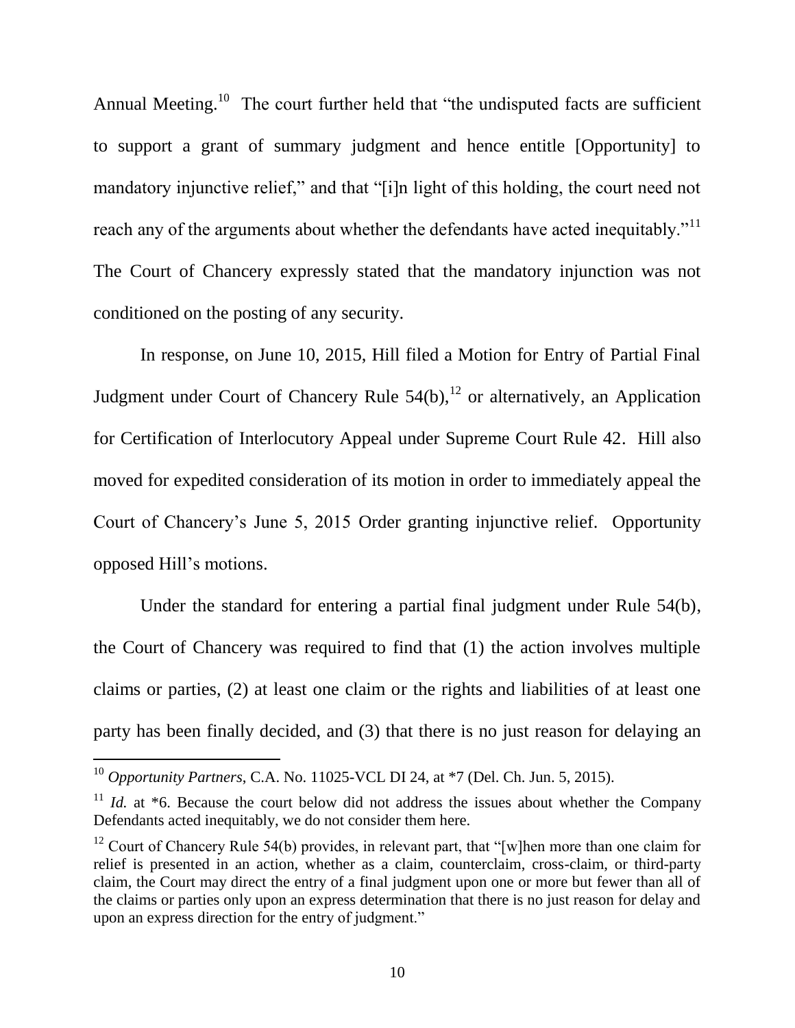Annual Meeting.[10] The court further held that "the undisputed facts are sufficient to support a grant of summary judgment and hence entitle [Opportunity] to mandatory injunctive relief," and that "[i]n light of this holding, the court need not reach any of the arguments about whether the defendants have acted inequitably."[11] The Court of Chancery expressly stated that the mandatory injunction was not conditioned on the posting of any security.

In response, on June 10, 2015, Hill filed a Motion for Entry of Partial Final Judgment under Court of Chancery Rule 54(b),[12] or alternatively, an Application for Certification of Interlocutory Appeal under Supreme Court Rule 42. Hill also moved for expedited consideration of its motion in order to immediately appeal the Court of Chancery's June 5, 2015 Order granting injunctive relief. Opportunity opposed Hill's motions.

Under the standard for entering a partial final judgment under Rule 54(b), the Court of Chancery was required to find that (1) the action involves multiple claims or parties, (2) at least one claim or the rights and liabilities of at least one party has been finally decided, and (3) that there is no just reason for delaying an

---

[10] *Opportunity Partners*, C.A. No. 11025-VCL DI 24, at *7 (Del. Ch. Jun. 5, 2015).

[11] *Id.* at *6. Because the court below did not address the issues about whether the Company Defendants acted inequitably, we do not consider them here.

[12] Court of Chancery Rule 54(b) provides, in relevant part, that "[w]hen more than one claim for relief is presented in an action, whether as a claim, counterclaim, cross-claim, or third-party claim, the Court may direct the entry of a final judgment upon one or more but fewer than all of the claims or parties only upon an express determination that there is no just reason for delay and upon an express direction for the entry of judgment."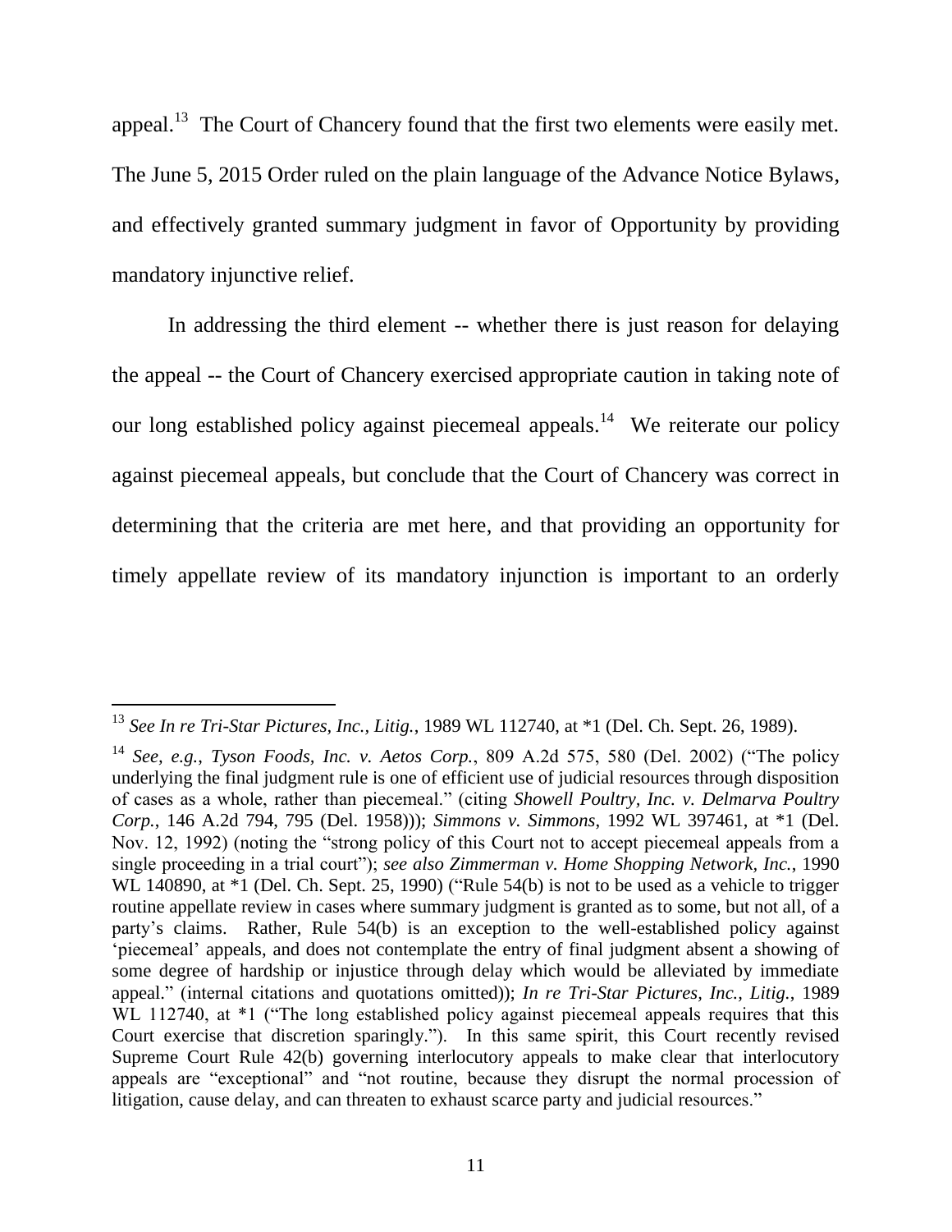appeal.[13] The Court of Chancery found that the first two elements were easily met. The June 5, 2015 Order ruled on the plain language of the Advance Notice Bylaws, and effectively granted summary judgment in favor of Opportunity by providing mandatory injunctive relief.

In addressing the third element -- whether there is just reason for delaying the appeal -- the Court of Chancery exercised appropriate caution in taking note of our long established policy against piecemeal appeals.[14] We reiterate our policy against piecemeal appeals, but conclude that the Court of Chancery was correct in determining that the criteria are met here, and that providing an opportunity for timely appellate review of its mandatory injunction is important to an orderly

---

[13] *See In re Tri-Star Pictures, Inc., Litig.*, 1989 WL 112740, at *1 (Del. Ch. Sept. 26, 1989).

[14] *See, e.g.*, *Tyson Foods, Inc. v. Aetos Corp.*, 809 A.2d 575, 580 (Del. 2002) ("The policy underlying the final judgment rule is one of efficient use of judicial resources through disposition of cases as a whole, rather than piecemeal." (citing *Showell Poultry, Inc. v. Delmarva Poultry Corp.*, 146 A.2d 794, 795 (Del. 1958))); *Simmons v. Simmons*, 1992 WL 397461, at *1 (Del. Nov. 12, 1992) (noting the "strong policy of this Court not to accept piecemeal appeals from a single proceeding in a trial court"); *see also Zimmerman v. Home Shopping Network, Inc.*, 1990 WL 140890, at *1 (Del. Ch. Sept. 25, 1990) ("Rule 54(b) is not to be used as a vehicle to trigger routine appellate review in cases where summary judgment is granted as to some, but not all, of a party's claims. Rather, Rule 54(b) is an exception to the well-established policy against 'piecemeal' appeals, and does not contemplate the entry of final judgment absent a showing of some degree of hardship or injustice through delay which would be alleviated by immediate appeal." (internal citations and quotations omitted)); *In re Tri-Star Pictures, Inc., Litig.*, 1989 WL 112740, at *1 ("The long established policy against piecemeal appeals requires that this Court exercise that discretion sparingly."). In this same spirit, this Court recently revised Supreme Court Rule 42(b) governing interlocutory appeals to make clear that interlocutory appeals are "exceptional" and "not routine, because they disrupt the normal procession of litigation, cause delay, and can threaten to exhaust scarce party and judicial resources."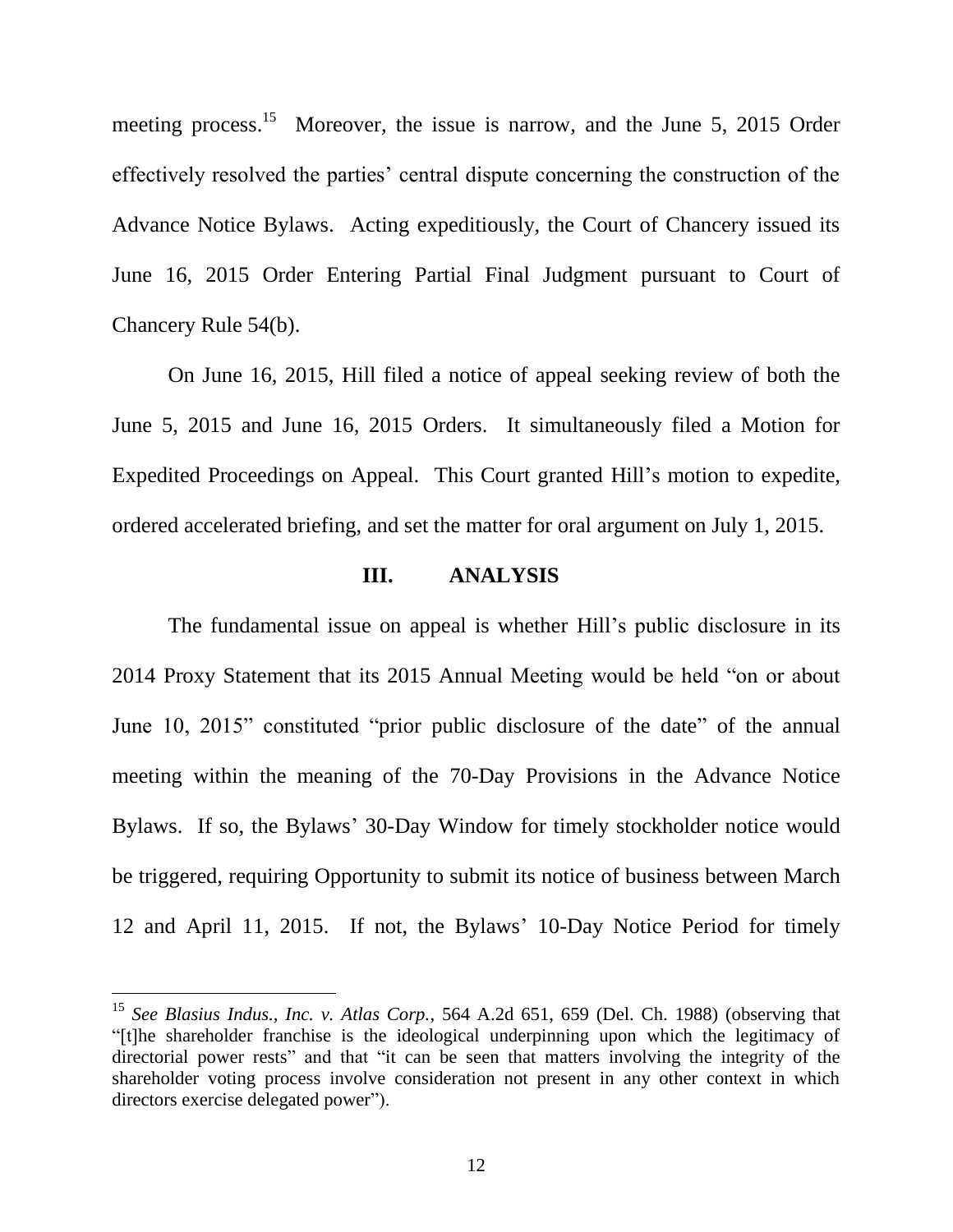meeting process.[15] Moreover, the issue is narrow, and the June 5, 2015 Order effectively resolved the parties' central dispute concerning the construction of the Advance Notice Bylaws. Acting expeditiously, the Court of Chancery issued its June 16, 2015 Order Entering Partial Final Judgment pursuant to Court of Chancery Rule 54(b).

On June 16, 2015, Hill filed a notice of appeal seeking review of both the June 5, 2015 and June 16, 2015 Orders. It simultaneously filed a Motion for Expedited Proceedings on Appeal. This Court granted Hill's motion to expedite, ordered accelerated briefing, and set the matter for oral argument on July 1, 2015.

## III. ANALYSIS

The fundamental issue on appeal is whether Hill's public disclosure in its 2014 Proxy Statement that its 2015 Annual Meeting would be held "on or about June 10, 2015" constituted "prior public disclosure of the date" of the annual meeting within the meaning of the 70-Day Provisions in the Advance Notice Bylaws. If so, the Bylaws' 30-Day Window for timely stockholder notice would be triggered, requiring Opportunity to submit its notice of business between March 12 and April 11, 2015. If not, the Bylaws' 10-Day Notice Period for timely

---

[15] *See Blasius Indus., Inc. v. Atlas Corp.*, 564 A.2d 651, 659 (Del. Ch. 1988) (observing that "[t]he shareholder franchise is the ideological underpinning upon which the legitimacy of directorial power rests" and that "it can be seen that matters involving the integrity of the shareholder voting process involve consideration not present in any other context in which directors exercise delegated power").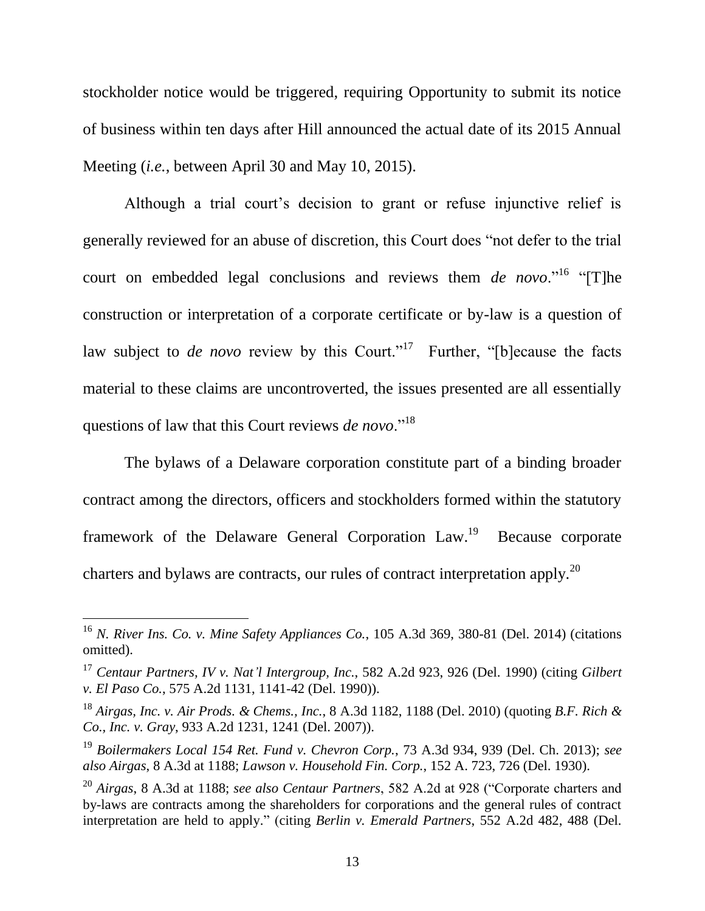stockholder notice would be triggered, requiring Opportunity to submit its notice of business within ten days after Hill announced the actual date of its 2015 Annual Meeting (*i.e.*, between April 30 and May 10, 2015).

Although a trial court's decision to grant or refuse injunctive relief is generally reviewed for an abuse of discretion, this Court does "not defer to the trial court on embedded legal conclusions and reviews them *de novo*."[16] "[T]he construction or interpretation of a corporate certificate or by-law is a question of law subject to *de novo* review by this Court."[17] Further, "[b]ecause the facts material to these claims are uncontroverted, the issues presented are all essentially questions of law that this Court reviews *de novo*."[18]

The bylaws of a Delaware corporation constitute part of a binding broader contract among the directors, officers and stockholders formed within the statutory framework of the Delaware General Corporation Law.[19] Because corporate charters and bylaws are contracts, our rules of contract interpretation apply.[20]

---

[16] *N. River Ins. Co. v. Mine Safety Appliances Co.*, 105 A.3d 369, 380-81 (Del. 2014) (citations omitted).

[17] *Centaur Partners, IV v. Nat'l Intergroup, Inc.*, 582 A.2d 923, 926 (Del. 1990) (citing *Gilbert v. El Paso Co.*, 575 A.2d 1131, 1141-42 (Del. 1990)).

[18] *Airgas, Inc. v. Air Prods. & Chems., Inc.*, 8 A.3d 1182, 1188 (Del. 2010) (quoting *B.F. Rich & Co., Inc. v. Gray*, 933 A.2d 1231, 1241 (Del. 2007)).

[19] *Boilermakers Local 154 Ret. Fund v. Chevron Corp.*, 73 A.3d 934, 939 (Del. Ch. 2013); *see also Airgas*, 8 A.3d at 1188; *Lawson v. Household Fin. Corp.*, 152 A. 723, 726 (Del. 1930).

[20] *Airgas*, 8 A.3d at 1188; *see also Centaur Partners*, 582 A.2d at 928 ("Corporate charters and by-laws are contracts among the shareholders for corporations and the general rules of contract interpretation are held to apply." (citing *Berlin v. Emerald Partners*, 552 A.2d 482, 488 (Del.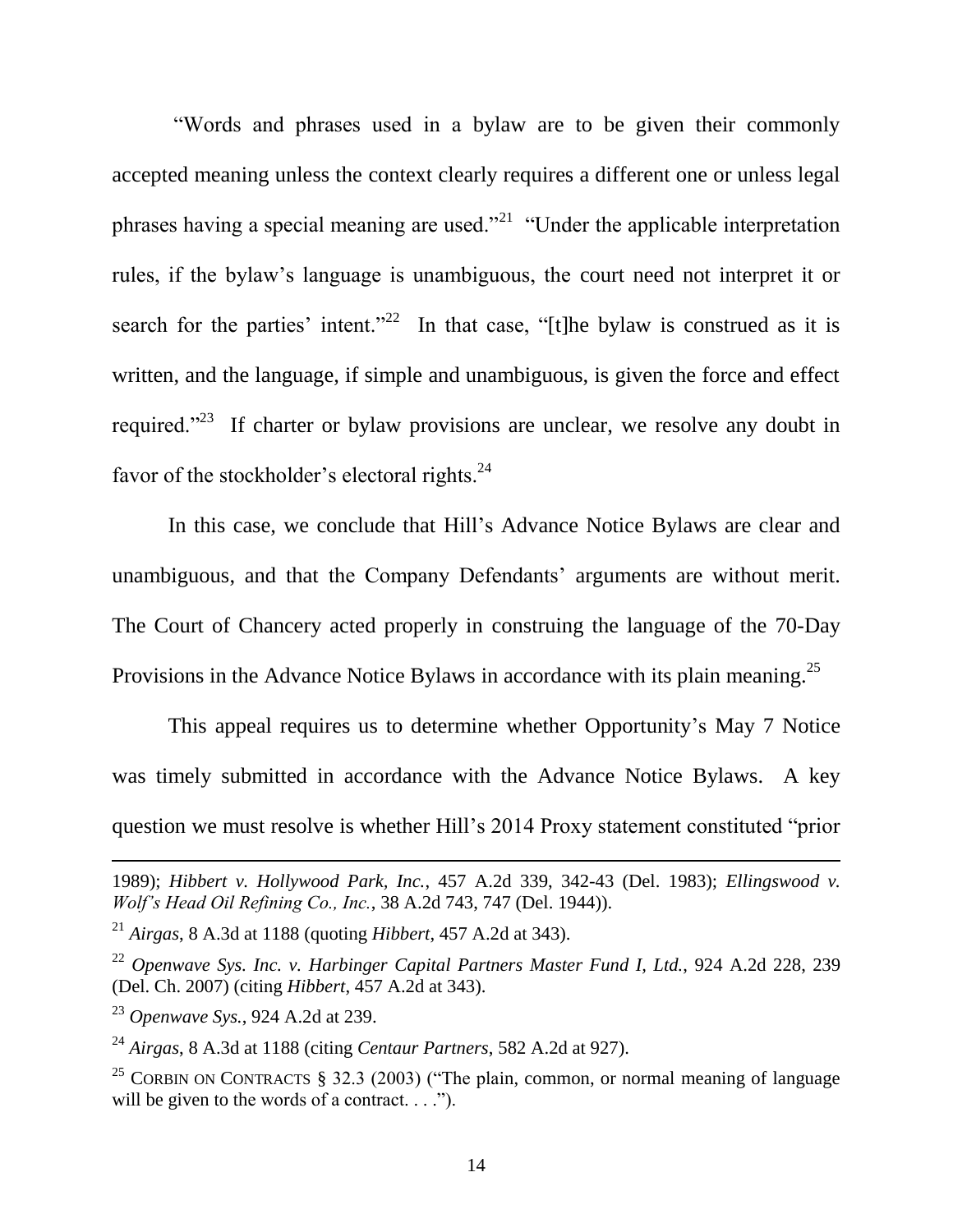"Words and phrases used in a bylaw are to be given their commonly accepted meaning unless the context clearly requires a different one or unless legal phrases having a special meaning are used."[21] "Under the applicable interpretation rules, if the bylaw's language is unambiguous, the court need not interpret it or search for the parties' intent."[22] In that case, "[t]he bylaw is construed as it is written, and the language, if simple and unambiguous, is given the force and effect required."[23] If charter or bylaw provisions are unclear, we resolve any doubt in favor of the stockholder's electoral rights.[24]

In this case, we conclude that Hill's Advance Notice Bylaws are clear and unambiguous, and that the Company Defendants' arguments are without merit. The Court of Chancery acted properly in construing the language of the 70-Day Provisions in the Advance Notice Bylaws in accordance with its plain meaning.[25]

This appeal requires us to determine whether Opportunity's May 7 Notice was timely submitted in accordance with the Advance Notice Bylaws. A key question we must resolve is whether Hill's 2014 Proxy statement constituted "prior

---

1989); *Hibbert v. Hollywood Park, Inc.*, 457 A.2d 339, 342-43 (Del. 1983); *Ellingswood v. Wolf's Head Oil Refining Co., Inc.*, 38 A.2d 743, 747 (Del. 1944)).

[21] *Airgas*, 8 A.3d at 1188 (quoting *Hibbert*, 457 A.2d at 343).

[22] *Openwave Sys. Inc. v. Harbinger Capital Partners Master Fund I, Ltd.*, 924 A.2d 228, 239 (Del. Ch. 2007) (citing *Hibbert*, 457 A.2d at 343).

[23] *Openwave Sys.*, 924 A.2d at 239.

[24] *Airgas*, 8 A.3d at 1188 (citing *Centaur Partners*, 582 A.2d at 927).

[25] CORBIN ON CONTRACTS § 32.3 (2003) ("The plain, common, or normal meaning of language will be given to the words of a contract. . . .").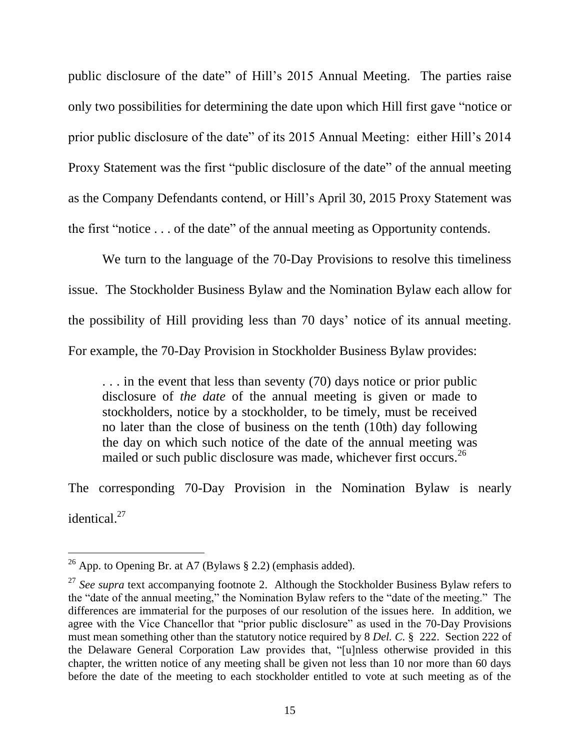public disclosure of the date" of Hill's 2015 Annual Meeting. The parties raise only two possibilities for determining the date upon which Hill first gave "notice or prior public disclosure of the date" of its 2015 Annual Meeting: either Hill's 2014 Proxy Statement was the first "public disclosure of the date" of the annual meeting as the Company Defendants contend, or Hill's April 30, 2015 Proxy Statement was the first "notice . . . of the date" of the annual meeting as Opportunity contends.

We turn to the language of the 70-Day Provisions to resolve this timeliness issue. The Stockholder Business Bylaw and the Nomination Bylaw each allow for the possibility of Hill providing less than 70 days' notice of its annual meeting. For example, the 70-Day Provision in Stockholder Business Bylaw provides:

> . . . in the event that less than seventy (70) days notice or prior public disclosure of *the date* of the annual meeting is given or made to stockholders, notice by a stockholder, to be timely, must be received no later than the close of business on the tenth (10th) day following the day on which such notice of the date of the annual meeting was mailed or such public disclosure was made, whichever first occurs.[26]

The corresponding 70-Day Provision in the Nomination Bylaw is nearly identical.[27]

---

[26] App. to Opening Br. at A7 (Bylaws § 2.2) (emphasis added).

[27] *See supra* text accompanying footnote 2. Although the Stockholder Business Bylaw refers to the "date of the annual meeting," the Nomination Bylaw refers to the "date of the meeting." The differences are immaterial for the purposes of our resolution of the issues here. In addition, we agree with the Vice Chancellor that "prior public disclosure" as used in the 70-Day Provisions must mean something other than the statutory notice required by 8 *Del. C.* § 222. Section 222 of the Delaware General Corporation Law provides that, "[u]nless otherwise provided in this chapter, the written notice of any meeting shall be given not less than 10 nor more than 60 days before the date of the meeting to each stockholder entitled to vote at such meeting as of the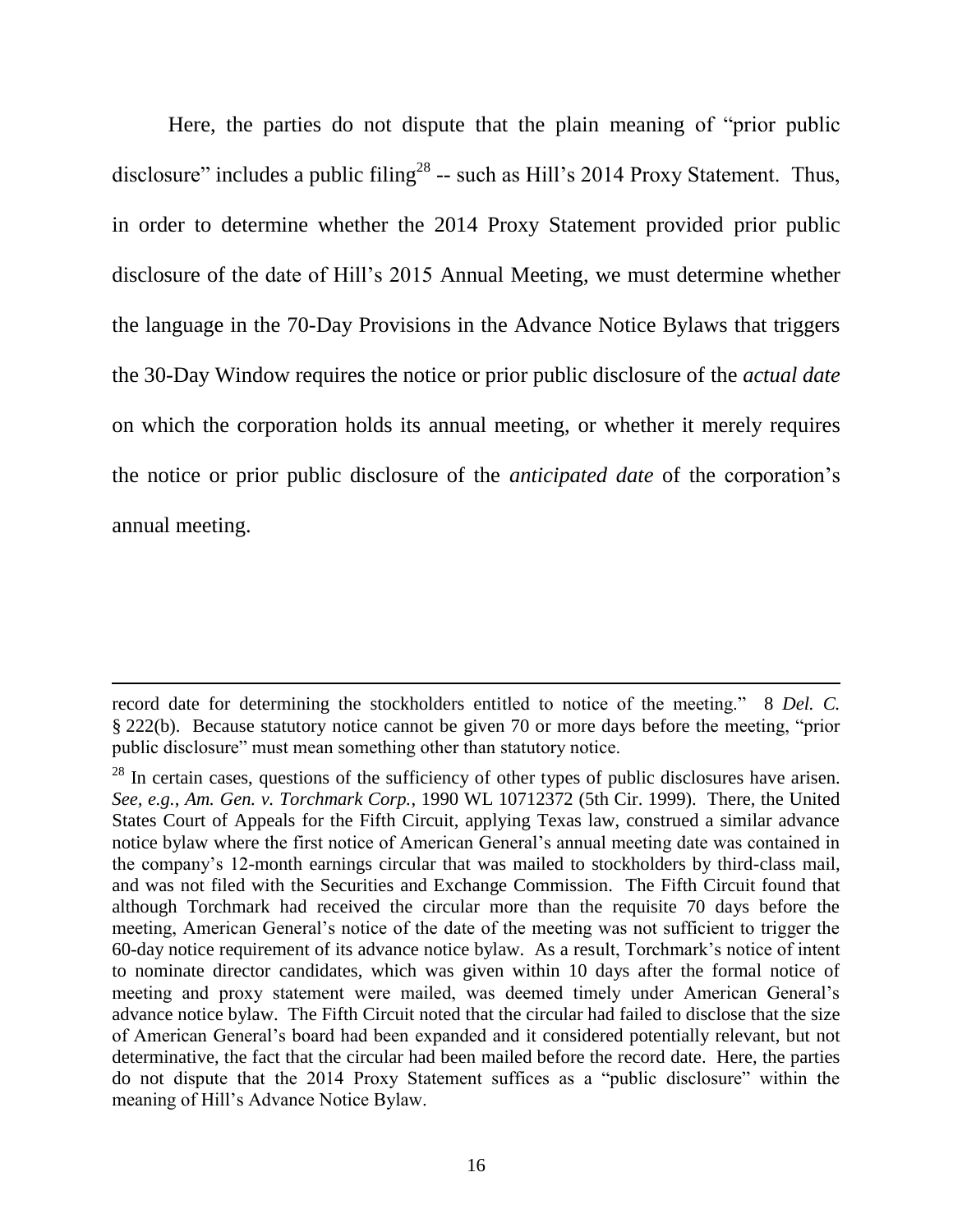Here, the parties do not dispute that the plain meaning of "prior public disclosure" includes a public filing[28] -- such as Hill's 2014 Proxy Statement. Thus, in order to determine whether the 2014 Proxy Statement provided prior public disclosure of the date of Hill's 2015 Annual Meeting, we must determine whether the language in the 70-Day Provisions in the Advance Notice Bylaws that triggers the 30-Day Window requires the notice or prior public disclosure of the *actual date* on which the corporation holds its annual meeting, or whether it merely requires the notice or prior public disclosure of the *anticipated date* of the corporation's annual meeting.

---

record date for determining the stockholders entitled to notice of the meeting." 8 *Del. C.* § 222(b). Because statutory notice cannot be given 70 or more days before the meeting, "prior public disclosure" must mean something other than statutory notice.

[28] In certain cases, questions of the sufficiency of other types of public disclosures have arisen. *See, e.g.*, *Am. Gen. v. Torchmark Corp.*, 1990 WL 10712372 (5th Cir. 1999). There, the United States Court of Appeals for the Fifth Circuit, applying Texas law, construed a similar advance notice bylaw where the first notice of American General's annual meeting date was contained in the company's 12-month earnings circular that was mailed to stockholders by third-class mail, and was not filed with the Securities and Exchange Commission. The Fifth Circuit found that although Torchmark had received the circular more than the requisite 70 days before the meeting, American General's notice of the date of the meeting was not sufficient to trigger the 60-day notice requirement of its advance notice bylaw. As a result, Torchmark's notice of intent to nominate director candidates, which was given within 10 days after the formal notice of meeting and proxy statement were mailed, was deemed timely under American General's advance notice bylaw. The Fifth Circuit noted that the circular had failed to disclose that the size of American General's board had been expanded and it considered potentially relevant, but not determinative, the fact that the circular had been mailed before the record date. Here, the parties do not dispute that the 2014 Proxy Statement suffices as a "public disclosure" within the meaning of Hill's Advance Notice Bylaw.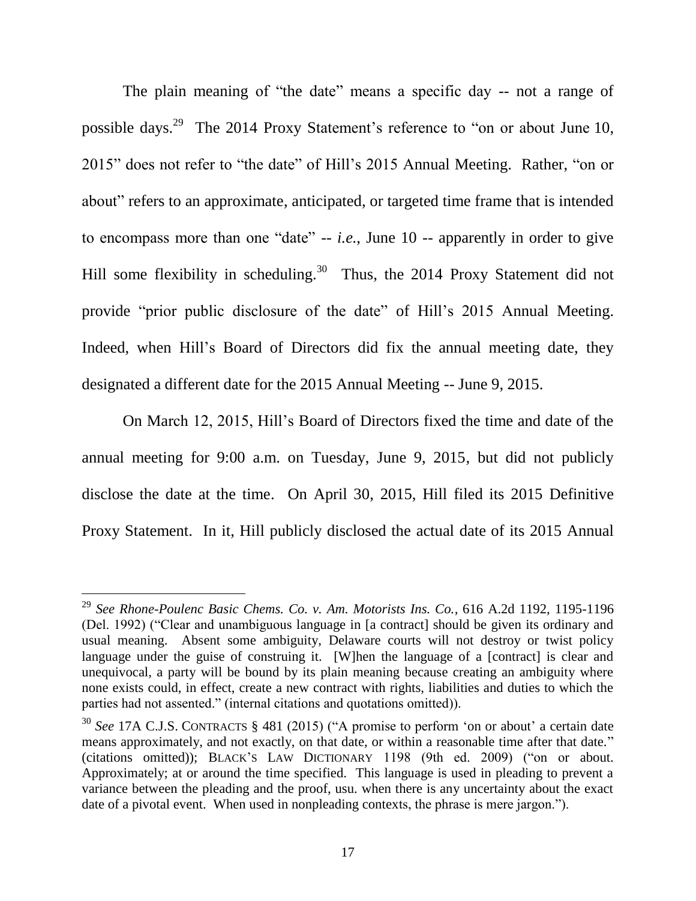The plain meaning of "the date" means a specific day -- not a range of possible days.[29] The 2014 Proxy Statement's reference to "on or about June 10, 2015" does not refer to "the date" of Hill's 2015 Annual Meeting. Rather, "on or about" refers to an approximate, anticipated, or targeted time frame that is intended to encompass more than one "date" -- *i.e.,* June 10 -- apparently in order to give Hill some flexibility in scheduling.[30] Thus, the 2014 Proxy Statement did not provide "prior public disclosure of the date" of Hill's 2015 Annual Meeting. Indeed, when Hill's Board of Directors did fix the annual meeting date, they designated a different date for the 2015 Annual Meeting -- June 9, 2015.

On March 12, 2015, Hill's Board of Directors fixed the time and date of the annual meeting for 9:00 a.m. on Tuesday, June 9, 2015, but did not publicly disclose the date at the time. On April 30, 2015, Hill filed its 2015 Definitive Proxy Statement. In it, Hill publicly disclosed the actual date of its 2015 Annual

---

[29] *See Rhone-Poulenc Basic Chems. Co. v. Am. Motorists Ins. Co.*, 616 A.2d 1192, 1195-1196 (Del. 1992) ("Clear and unambiguous language in [a contract] should be given its ordinary and usual meaning. Absent some ambiguity, Delaware courts will not destroy or twist policy language under the guise of construing it. [W]hen the language of a [contract] is clear and unequivocal, a party will be bound by its plain meaning because creating an ambiguity where none exists could, in effect, create a new contract with rights, liabilities and duties to which the parties had not assented." (internal citations and quotations omitted)).

[30] *See* 17A C.J.S. CONTRACTS § 481 (2015) ("A promise to perform 'on or about' a certain date means approximately, and not exactly, on that date, or within a reasonable time after that date." (citations omitted)); BLACK'S LAW DICTIONARY 1198 (9th ed. 2009) ("on or about. Approximately; at or around the time specified. This language is used in pleading to prevent a variance between the pleading and the proof, usu. when there is any uncertainty about the exact date of a pivotal event. When used in nonpleading contexts, the phrase is mere jargon.").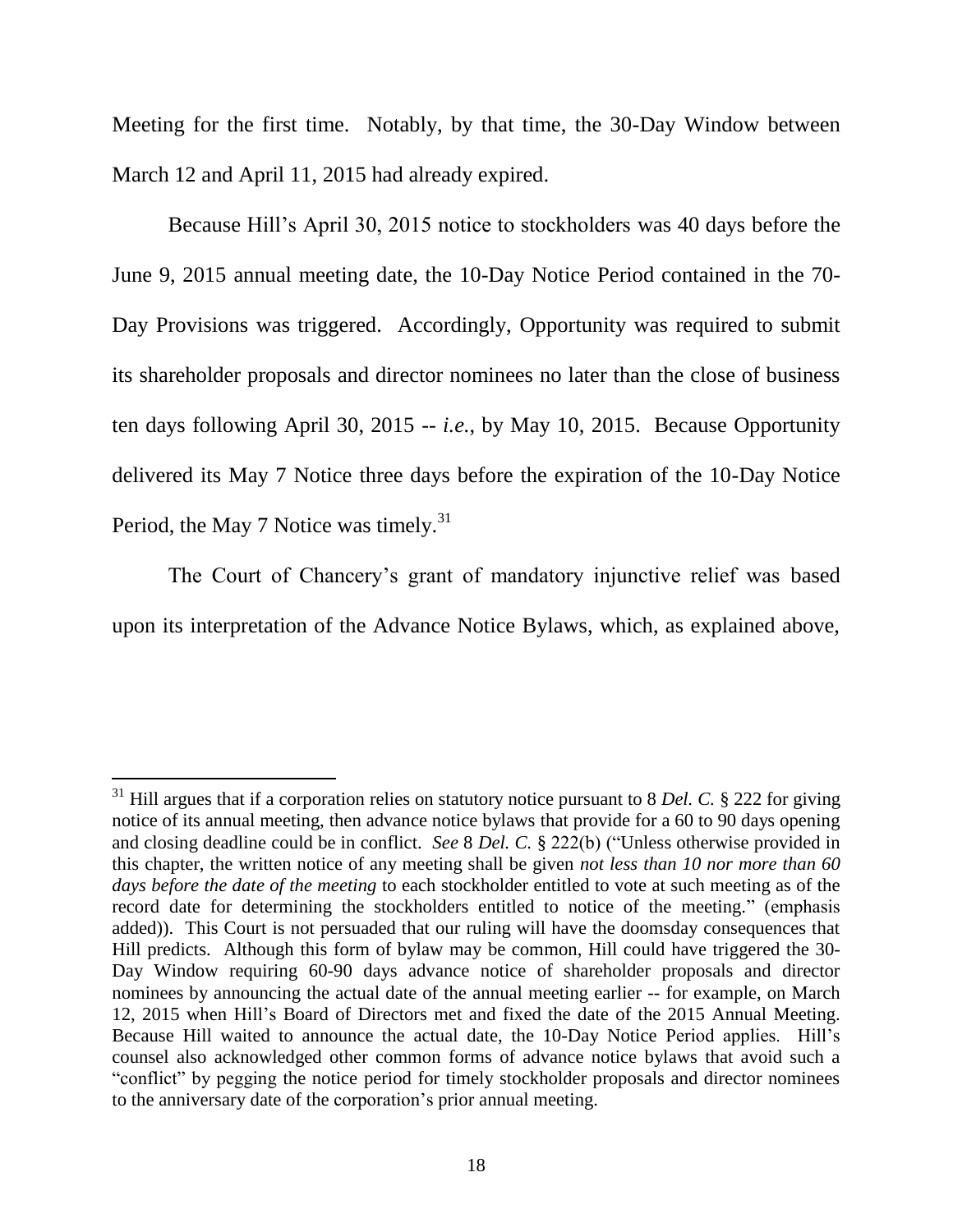Meeting for the first time. Notably, by that time, the 30-Day Window between March 12 and April 11, 2015 had already expired.

Because Hill's April 30, 2015 notice to stockholders was 40 days before the June 9, 2015 annual meeting date, the 10-Day Notice Period contained in the 70-Day Provisions was triggered. Accordingly, Opportunity was required to submit its shareholder proposals and director nominees no later than the close of business ten days following April 30, 2015 -- *i.e.*, by May 10, 2015. Because Opportunity delivered its May 7 Notice three days before the expiration of the 10-Day Notice Period, the May 7 Notice was timely.[31]

The Court of Chancery's grant of mandatory injunctive relief was based upon its interpretation of the Advance Notice Bylaws, which, as explained above,

---

[31] Hill argues that if a corporation relies on statutory notice pursuant to 8 *Del. C.* § 222 for giving notice of its annual meeting, then advance notice bylaws that provide for a 60 to 90 days opening and closing deadline could be in conflict. *See* 8 *Del. C.* § 222(b) ("Unless otherwise provided in this chapter, the written notice of any meeting shall be given *not less than 10 nor more than 60 days before the date of the meeting* to each stockholder entitled to vote at such meeting as of the record date for determining the stockholders entitled to notice of the meeting." (emphasis added)). This Court is not persuaded that our ruling will have the doomsday consequences that Hill predicts. Although this form of bylaw may be common, Hill could have triggered the 30-Day Window requiring 60-90 days advance notice of shareholder proposals and director nominees by announcing the actual date of the annual meeting earlier -- for example, on March 12, 2015 when Hill's Board of Directors met and fixed the date of the 2015 Annual Meeting. Because Hill waited to announce the actual date, the 10-Day Notice Period applies. Hill's counsel also acknowledged other common forms of advance notice bylaws that avoid such a "conflict" by pegging the notice period for timely stockholder proposals and director nominees to the anniversary date of the corporation's prior annual meeting.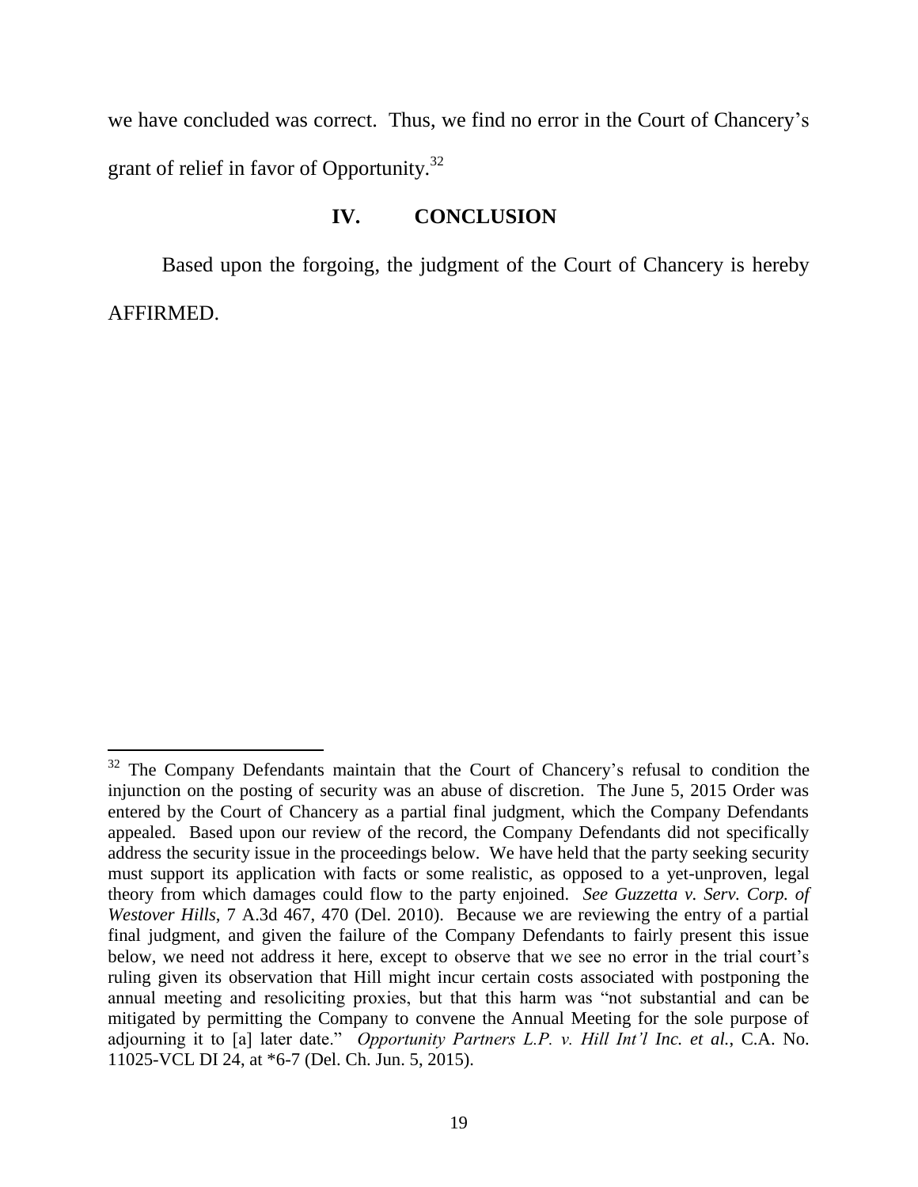we have concluded was correct. Thus, we find no error in the Court of Chancery's grant of relief in favor of Opportunity.[32]

## IV. CONCLUSION

Based upon the forgoing, the judgment of the Court of Chancery is hereby AFFIRMED.

---

[32] The Company Defendants maintain that the Court of Chancery's refusal to condition the injunction on the posting of security was an abuse of discretion. The June 5, 2015 Order was entered by the Court of Chancery as a partial final judgment, which the Company Defendants appealed. Based upon our review of the record, the Company Defendants did not specifically address the security issue in the proceedings below. We have held that the party seeking security must support its application with facts or some realistic, as opposed to a yet-unproven, legal theory from which damages could flow to the party enjoined. *See Guzzetta v. Serv. Corp. of Westover Hills*, 7 A.3d 467, 470 (Del. 2010). Because we are reviewing the entry of a partial final judgment, and given the failure of the Company Defendants to fairly present this issue below, we need not address it here, except to observe that we see no error in the trial court's ruling given its observation that Hill might incur certain costs associated with postponing the annual meeting and resoliciting proxies, but that this harm was "not substantial and can be mitigated by permitting the Company to convene the Annual Meeting for the sole purpose of adjourning it to [a] later date." *Opportunity Partners L.P. v. Hill Int'l Inc. et al.*, C.A. No. 11025-VCL DI 24, at *6-7 (Del. Ch. Jun. 5, 2015).